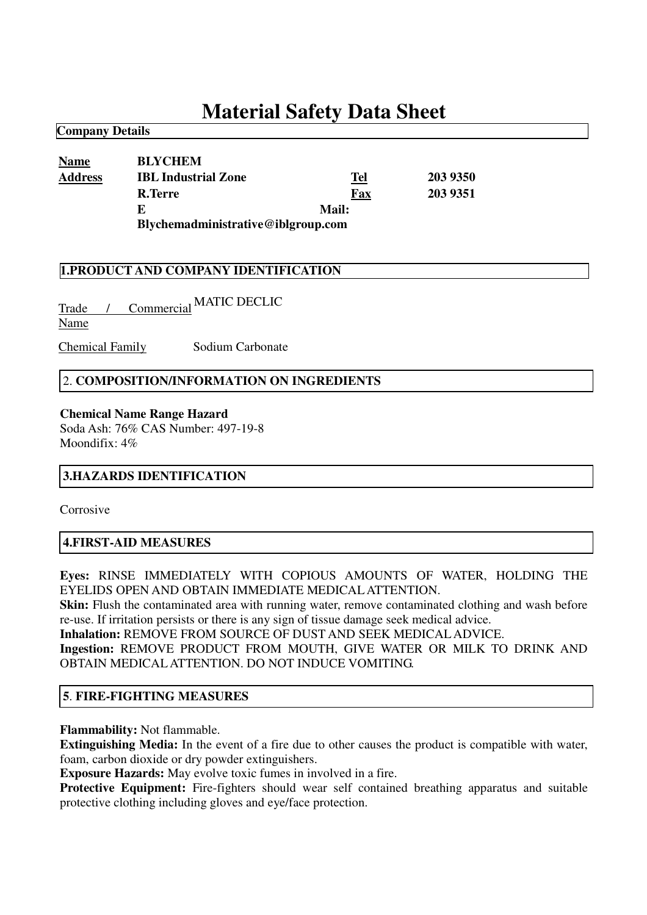# Material Safety Data Sheet

**Company Details**

| | | | |
|---|---|---|---|
| **Name** | **BLYCHEM** | | |
| **Address** | **IBL Industrial Zone** | **Tel** | **203 9350** |
| | **R.Terre** | **Fax** | **203 9351** |
| | **E Mail: Blychemadministrative@iblgroup.com** | | |

## 1.PRODUCT AND COMPANY IDENTIFICATION

Trade / Commercial Name MATIC DECLIC

Chemical Family Sodium Carbonate

## 2. COMPOSITION/INFORMATION ON INGREDIENTS

**Chemical Name Range Hazard**
Soda Ash: 76% CAS Number: 497-19-8
Moondifix: 4%

## 3.HAZARDS IDENTIFICATION

Corrosive

## 4.FIRST-AID MEASURES

**Eyes:** RINSE IMMEDIATELY WITH COPIOUS AMOUNTS OF WATER, HOLDING THE EYELIDS OPEN AND OBTAIN IMMEDIATE MEDICAL ATTENTION.
**Skin:** Flush the contaminated area with running water, remove contaminated clothing and wash before re-use. If irritation persists or there is any sign of tissue damage seek medical advice.
**Inhalation:** REMOVE FROM SOURCE OF DUST AND SEEK MEDICAL ADVICE.
**Ingestion:** REMOVE PRODUCT FROM MOUTH, GIVE WATER OR MILK TO DRINK AND OBTAIN MEDICAL ATTENTION. DO NOT INDUCE VOMITING.

## 5. FIRE-FIGHTING MEASURES

**Flammability:** Not flammable.
**Extinguishing Media:** In the event of a fire due to other causes the product is compatible with water, foam, carbon dioxide or dry powder extinguishers.
**Exposure Hazards:** May evolve toxic fumes in involved in a fire.
**Protective Equipment:** Fire-fighters should wear self contained breathing apparatus and suitable protective clothing including gloves and eye/face protection.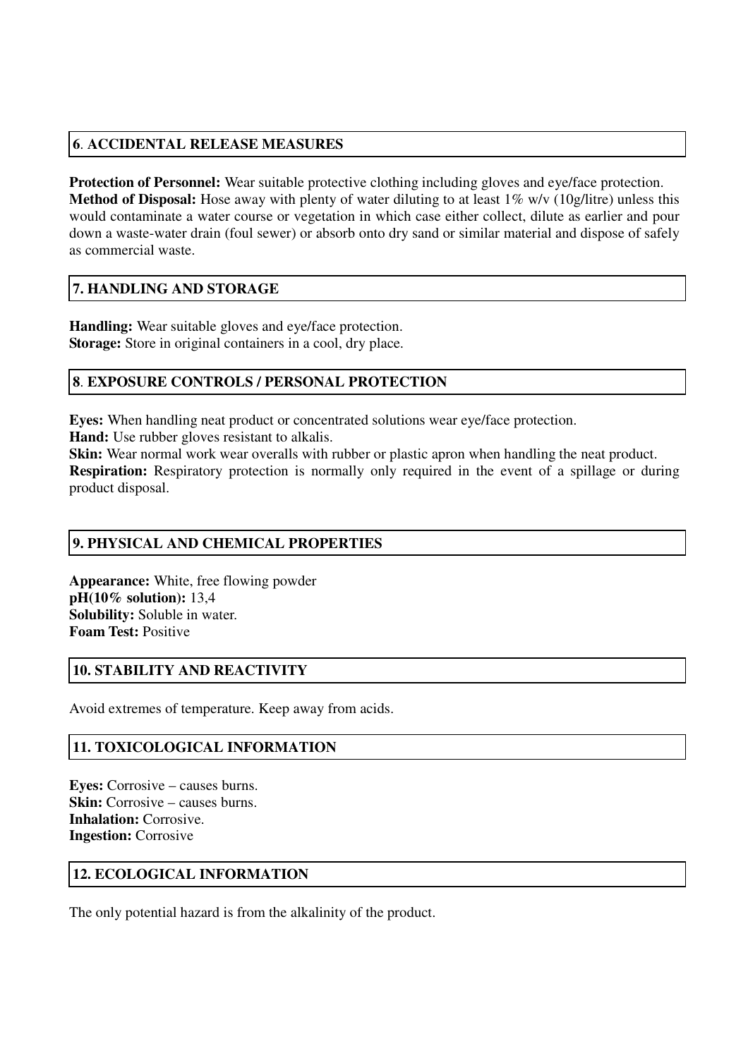## 6. ACCIDENTAL RELEASE MEASURES

**Protection of Personnel:** Wear suitable protective clothing including gloves and eye/face protection.
**Method of Disposal:** Hose away with plenty of water diluting to at least 1% w/v (10g/litre) unless this would contaminate a water course or vegetation in which case either collect, dilute as earlier and pour down a waste-water drain (foul sewer) or absorb onto dry sand or similar material and dispose of safely as commercial waste.

## 7. HANDLING AND STORAGE

**Handling:** Wear suitable gloves and eye/face protection.
**Storage:** Store in original containers in a cool, dry place.

## 8. EXPOSURE CONTROLS / PERSONAL PROTECTION

**Eyes:** When handling neat product or concentrated solutions wear eye/face protection.
**Hand:** Use rubber gloves resistant to alkalis.
**Skin:** Wear normal work wear overalls with rubber or plastic apron when handling the neat product.
**Respiration:** Respiratory protection is normally only required in the event of a spillage or during product disposal.

## 9. PHYSICAL AND CHEMICAL PROPERTIES

**Appearance:** White, free flowing powder
**pH(10% solution):** 13,4
**Solubility:** Soluble in water.
**Foam Test:** Positive

## 10. STABILITY AND REACTIVITY

Avoid extremes of temperature. Keep away from acids.

## 11. TOXICOLOGICAL INFORMATION

**Eyes:** Corrosive – causes burns.
**Skin:** Corrosive – causes burns.
**Inhalation:** Corrosive.
**Ingestion:** Corrosive

## 12. ECOLOGICAL INFORMATION

The only potential hazard is from the alkalinity of the product.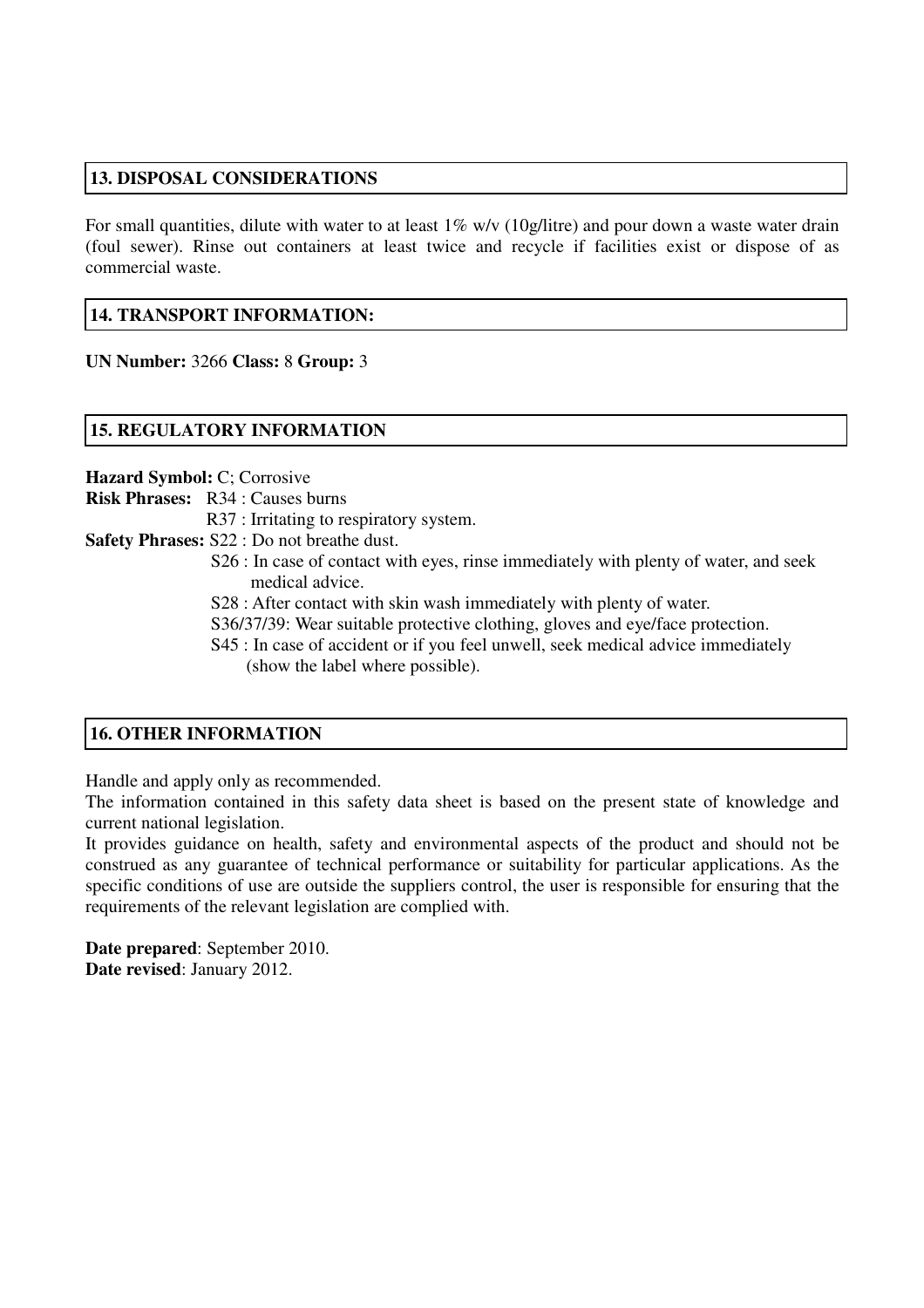## 13. DISPOSAL CONSIDERATIONS

For small quantities, dilute with water to at least 1% w/v (10g/litre) and pour down a waste water drain (foul sewer). Rinse out containers at least twice and recycle if facilities exist or dispose of as commercial waste.

## 14. TRANSPORT INFORMATION:

**UN Number:** 3266 **Class:** 8 **Group:** 3

## 15. REGULATORY INFORMATION

**Hazard Symbol:** C; Corrosive

**Risk Phrases:** R34 : Causes burns

R37 : Irritating to respiratory system.

**Safety Phrases:** S22 : Do not breathe dust.

S26 : In case of contact with eyes, rinse immediately with plenty of water, and seek medical advice.

S28 : After contact with skin wash immediately with plenty of water.

S36/37/39: Wear suitable protective clothing, gloves and eye/face protection.

S45 : In case of accident or if you feel unwell, seek medical advice immediately (show the label where possible).

## 16. OTHER INFORMATION

Handle and apply only as recommended.

The information contained in this safety data sheet is based on the present state of knowledge and current national legislation.

It provides guidance on health, safety and environmental aspects of the product and should not be construed as any guarantee of technical performance or suitability for particular applications. As the specific conditions of use are outside the suppliers control, the user is responsible for ensuring that the requirements of the relevant legislation are complied with.

**Date prepared**: September 2010.
**Date revised**: January 2012.